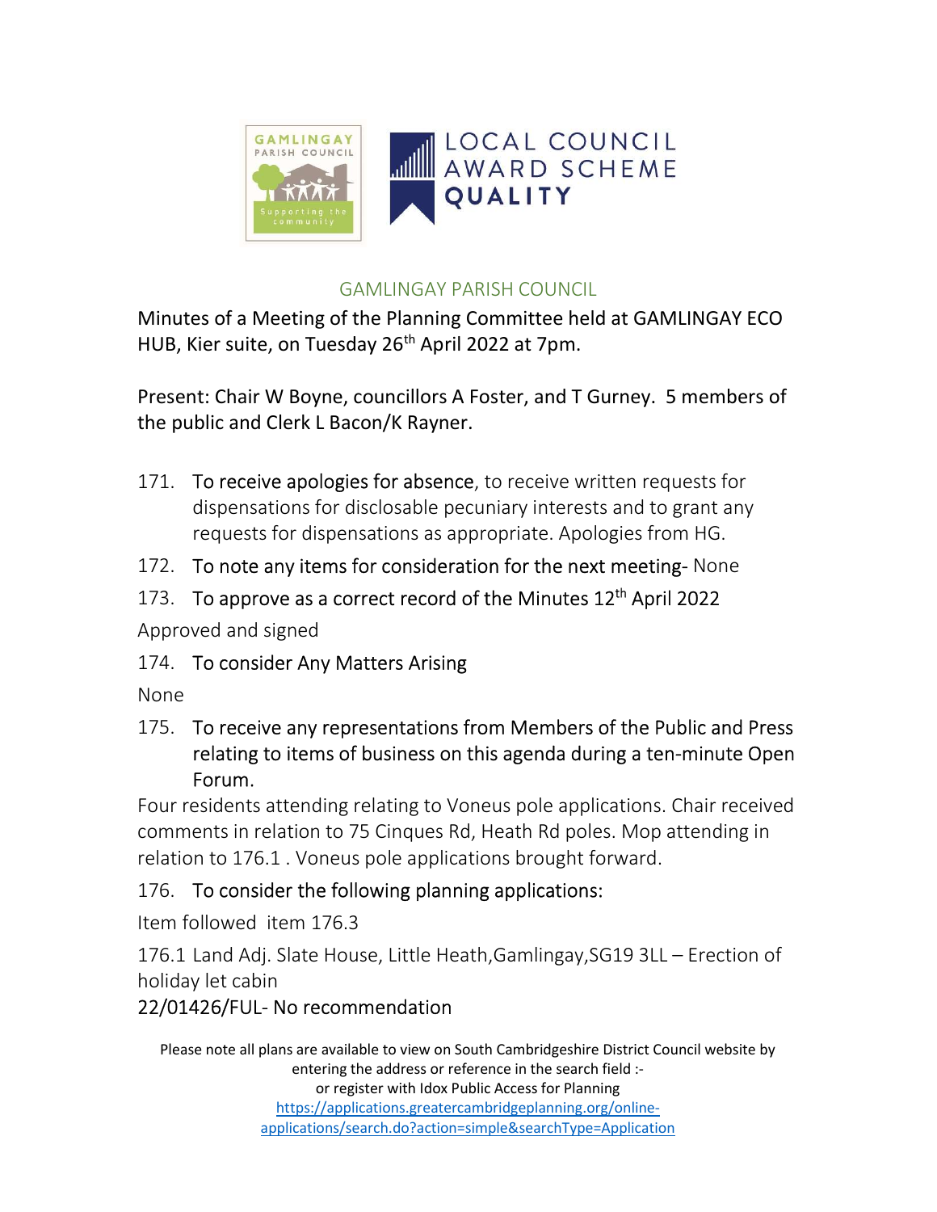GAMLINGAY PARISH COUNCIL

Supporting the community

LOCAL COUNCIL AWARD SCHEME QUALITY

# GAMLINGAY PARISH COUNCIL

Minutes of a Meeting of the Planning Committee held at GAMLINGAY ECO HUB, Kier suite, on Tuesday 26th April 2022 at 7pm.

Present: Chair W Boyne, councillors A Foster, and T Gurney. 5 members of the public and Clerk L Bacon/K Rayner.

171. To receive apologies for absence, to receive written requests for dispensations for disclosable pecuniary interests and to grant any requests for dispensations as appropriate. Apologies from HG.

172. To note any items for consideration for the next meeting- None

173. To approve as a correct record of the Minutes 12th April 2022

Approved and signed

174. To consider Any Matters Arising

None

175. To receive any representations from Members of the Public and Press relating to items of business on this agenda during a ten-minute Open Forum.

Four residents attending relating to Voneus pole applications. Chair received comments in relation to 75 Cinques Rd, Heath Rd poles. Mop attending in relation to 176.1 . Voneus pole applications brought forward.

176. To consider the following planning applications:

Item followed item 176.3

176.1 Land Adj. Slate House, Little Heath,Gamlingay,SG19 3LL – Erection of holiday let cabin

22/01426/FUL- No recommendation

Please note all plans are available to view on South Cambridgeshire District Council website by entering the address or reference in the search field :- or register with Idox Public Access for Planning https://applications.greatercambridgeplanning.org/online-applications/search.do?action=simple&searchType=Application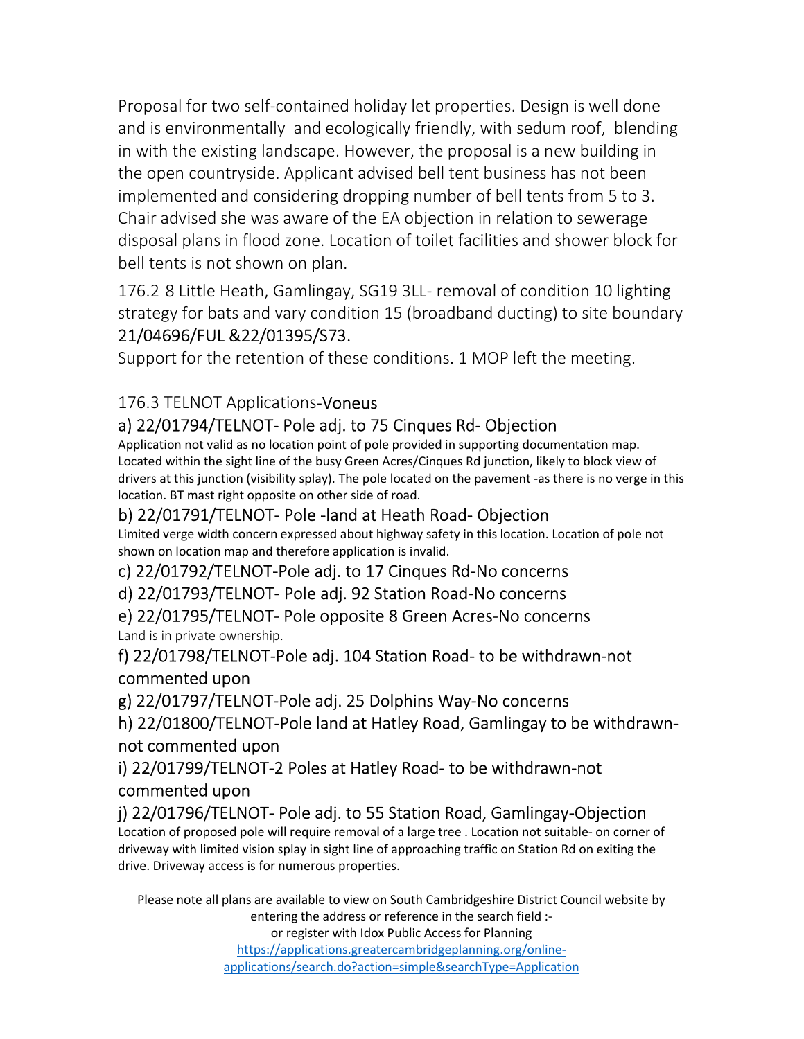Proposal for two self-contained holiday let properties. Design is well done and is environmentally and ecologically friendly, with sedum roof, blending in with the existing landscape. However, the proposal is a new building in the open countryside. Applicant advised bell tent business has not been implemented and considering dropping number of bell tents from 5 to 3. Chair advised she was aware of the EA objection in relation to sewerage disposal plans in flood zone. Location of toilet facilities and shower block for bell tents is not shown on plan.

176.2 8 Little Heath, Gamlingay, SG19 3LL- removal of condition 10 lighting strategy for bats and vary condition 15 (broadband ducting) to site boundary 21/04696/FUL &22/01395/S73.

Support for the retention of these conditions. 1 MOP left the meeting.

176.3 TELNOT Applications-Voneus

a) 22/01794/TELNOT- Pole adj. to 75 Cinques Rd- Objection

Application not valid as no location point of pole provided in supporting documentation map. Located within the sight line of the busy Green Acres/Cinques Rd junction, likely to block view of drivers at this junction (visibility splay). The pole located on the pavement -as there is no verge in this location. BT mast right opposite on other side of road.

b) 22/01791/TELNOT- Pole -land at Heath Road- Objection

Limited verge width concern expressed about highway safety in this location. Location of pole not shown on location map and therefore application is invalid.

c) 22/01792/TELNOT-Pole adj. to 17 Cinques Rd-No concerns

d) 22/01793/TELNOT- Pole adj. 92 Station Road-No concerns

e) 22/01795/TELNOT- Pole opposite 8 Green Acres-No concerns

Land is in private ownership.

f) 22/01798/TELNOT-Pole adj. 104 Station Road- to be withdrawn-not commented upon

g) 22/01797/TELNOT-Pole adj. 25 Dolphins Way-No concerns

h) 22/01800/TELNOT-Pole land at Hatley Road, Gamlingay to be withdrawn-not commented upon

i) 22/01799/TELNOT-2 Poles at Hatley Road- to be withdrawn-not commented upon

j) 22/01796/TELNOT- Pole adj. to 55 Station Road, Gamlingay-Objection

Location of proposed pole will require removal of a large tree . Location not suitable- on corner of driveway with limited vision splay in sight line of approaching traffic on Station Rd on exiting the drive. Driveway access is for numerous properties.

Please note all plans are available to view on South Cambridgeshire District Council website by entering the address or reference in the search field :- or register with Idox Public Access for Planning
https://applications.greatercambridgeplanning.org/online-applications/search.do?action=simple&searchType=Application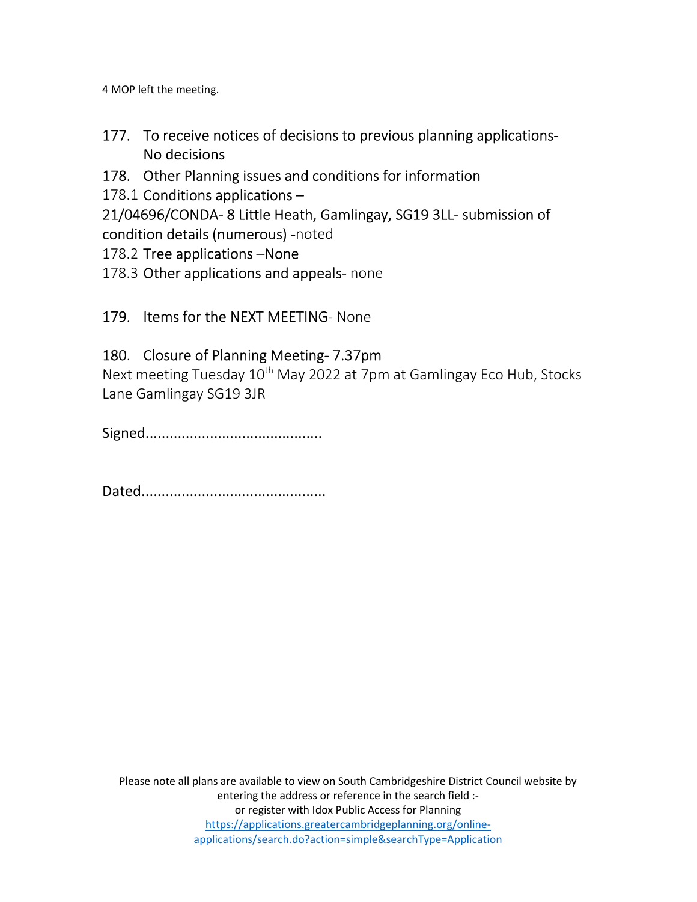4 MOP left the meeting.

177. To receive notices of decisions to previous planning applications- No decisions

178. Other Planning issues and conditions for information

178.1 Conditions applications –
21/04696/CONDA- 8 Little Heath, Gamlingay, SG19 3LL- submission of condition details (numerous) -noted

178.2 Tree applications –None

178.3 Other applications and appeals- none

179. Items for the NEXT MEETING- None

180. Closure of Planning Meeting- 7.37pm

Next meeting Tuesday 10th May 2022 at 7pm at Gamlingay Eco Hub, Stocks Lane Gamlingay SG19 3JR

Signed..........................................

Dated............................................

Please note all plans are available to view on South Cambridgeshire District Council website by entering the address or reference in the search field :-
or register with Idox Public Access for Planning
https://applications.greatercambridgeplanning.org/online-applications/search.do?action=simple&searchType=Application